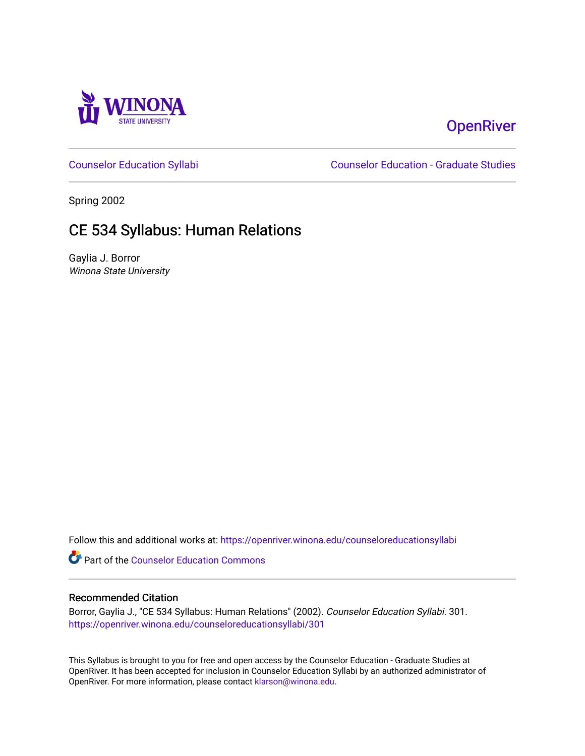Winona State University

OpenRiver

Counselor Education Syllabi

Counselor Education - Graduate Studies

Spring 2002

# CE 534 Syllabus: Human Relations

Gaylia J. Borror
*Winona State University*

Follow this and additional works at: https://openriver.winona.edu/counseloreducationsyllabi

Part of the Counselor Education Commons

## Recommended Citation

Borror, Gaylia J., "CE 534 Syllabus: Human Relations" (2002). *Counselor Education Syllabi*. 301.
https://openriver.winona.edu/counseloreducationsyllabi/301

This Syllabus is brought to you for free and open access by the Counselor Education - Graduate Studies at OpenRiver. It has been accepted for inclusion in Counselor Education Syllabi by an authorized administrator of OpenRiver. For more information, please contact klarson@winona.edu.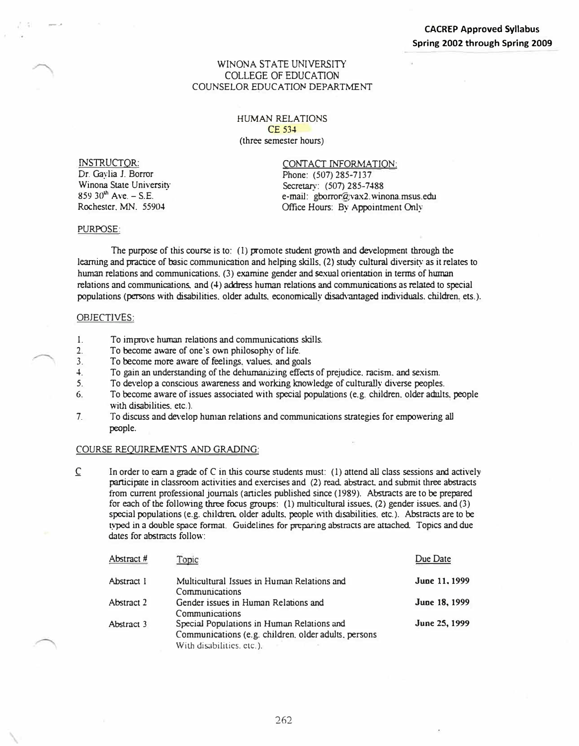**CACREP Approved Syllabus**
**Spring 2002 through Spring 2009**

WINONA STATE UNIVERSITY
COLLEGE OF EDUCATION
COUNSELOR EDUCATION DEPARTMENT

HUMAN RELATIONS
CE 534
(three semester hours)

INSTRUCTOR:
Dr. Gaylia J. Borror
Winona State University
859 30th Ave. – S.E.
Rochester, MN. 55904

CONTACT INFORMATION:
Phone: (507) 285-7137
Secretary: (507) 285-7488
e-mail: gborror@vax2.winona.msus.edu
Office Hours: By Appointment Only

PURPOSE:

The purpose of this course is to: (1) promote student growth and development through the learning and practice of basic communication and helping skills, (2) study cultural diversity as it relates to human relations and communications, (3) examine gender and sexual orientation in terms of human relations and communications, and (4) address human relations and communications as related to special populations (persons with disabilities, older adults, economically disadvantaged individuals, children, ets.).

OBJECTIVES:

1. To improve human relations and communications skills.
2. To become aware of one's own philosophy of life.
3. To become more aware of feelings, values, and goals
4. To gain an understanding of the dehumanizing effects of prejudice, racism, and sexism.
5. To develop a conscious awareness and working knowledge of culturally diverse peoples.
6. To become aware of issues associated with special populations (e.g. children, older adults, people with disabilities, etc.).
7. To discuss and develop human relations and communications strategies for empowering all people.

COURSE REQUIREMENTS AND GRADING:

C In order to earn a grade of C in this course students must: (1) attend all class sessions and actively participate in classroom activities and exercises and (2) read, abstract, and submit three abstracts from current professional journals (articles published since (1989). Abstracts are to be prepared for each of the following three focus groups: (1) multicultural issues, (2) gender issues, and (3) special populations (e.g. children, older adults, people with disabilities, etc.). Abstracts are to be typed in a double space format. Guidelines for preparing abstracts are attached. Topics and due dates for abstracts follow:

| Abstract # | Topic | Due Date |
|---|---|---|
| Abstract 1 | Multicultural Issues in Human Relations and Communications | **June 11, 1999** |
| Abstract 2 | Gender issues in Human Relations and Communications | **June 18, 1999** |
| Abstract 3 | Special Populations in Human Relations and Communications (e.g. children, older adults, persons With disabilities, etc.). | **June 25, 1999** |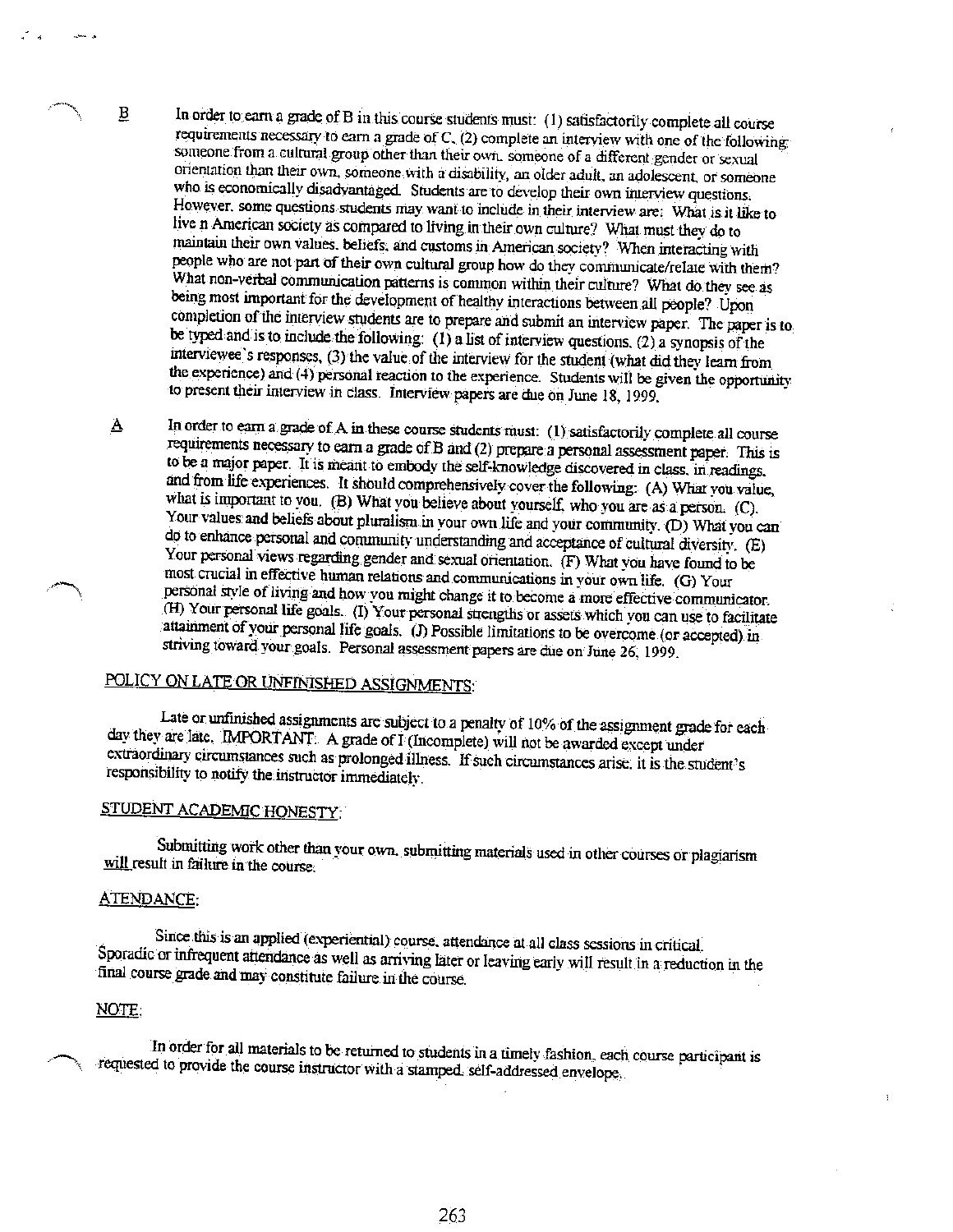**B** In order to earn a grade of B in this course students must: (1) satisfactorily complete all course requirements necessary to earn a grade of C, (2) complete an interview with one of the following: someone from a cultural group other than their own, someone of a different gender or sexual orientation than their own, someone with a disability, an older adult, an adolescent, or someone who is economically disadvantaged. Students are to develop their own interview questions. However, some questions students may want to include in their interview are: What is it like to live n American society as compared to living in their own culture? What must they do to maintain their own values, beliefs, and customs in American society? When interacting with people who are not part of their own cultural group how do they communicate/relate with them? What non-verbal communication patterns is common within their culture? What do they see as being most important for the development of healthy interactions between all people? Upon completion of the interview students are to prepare and submit an interview paper. The paper is to be typed and is to include the following: (1) a list of interview questions, (2) a synopsis of the interviewee's responses, (3) the value of the interview for the student (what did they learn from the experience) and (4) personal reaction to the experience. Students will be given the opportunity to present their interview in class. Interview papers are due on June 18, 1999.

**A** In order to earn a grade of A in these course students must: (1) satisfactorily complete all course requirements necessary to earn a grade of B and (2) prepare a personal assessment paper. This is to be a major paper. It is meant to embody the self-knowledge discovered in class, in readings, and from life experiences. It should comprehensively cover the following: (A) What you value, what is important to you. (B) What you believe about yourself, who you are as a person. (C). Your values and beliefs about pluralism in your own life and your community. (D) What you can do to enhance personal and community understanding and acceptance of cultural diversity. (E) Your personal views regarding gender and sexual orientation. (F) What you have found to be most crucial in effective human relations and communications in your own life. (G) Your personal style of living and how you might change it to become a more effective communicator. (H) Your personal life goals. (I) Your personal strengths or assets which you can use to facilitate attainment of your personal life goals. (J) Possible limitations to be overcome (or accepted) in striving toward your goals. Personal assessment papers are due on June 26, 1999.

## POLICY ON LATE OR UNFINISHED ASSIGNMENTS:

Late or unfinished assignments are subject to a penalty of 10% of the assignment grade for each day they are late. IMPORTANT: A grade of I (Incomplete) will not be awarded except under extraordinary circumstances such as prolonged illness. If such circumstances arise, it is the student's responsibility to notify the instructor immediately.

## STUDENT ACADEMIC HONESTY:

Submitting work other than your own, submitting materials used in other courses or plagiarism will result in failure in the course.

## ATENDANCE:

Since this is an applied (experiential) course, attendance at all class sessions in critical. Sporadic or infrequent attendance as well as arriving later or leaving early will result in a reduction in the final course grade and may constitute failure in the course.

## NOTE:

In order for all materials to be returned to students in a timely fashion, each course participant is requested to provide the course instructor with a stamped, self-addressed envelope.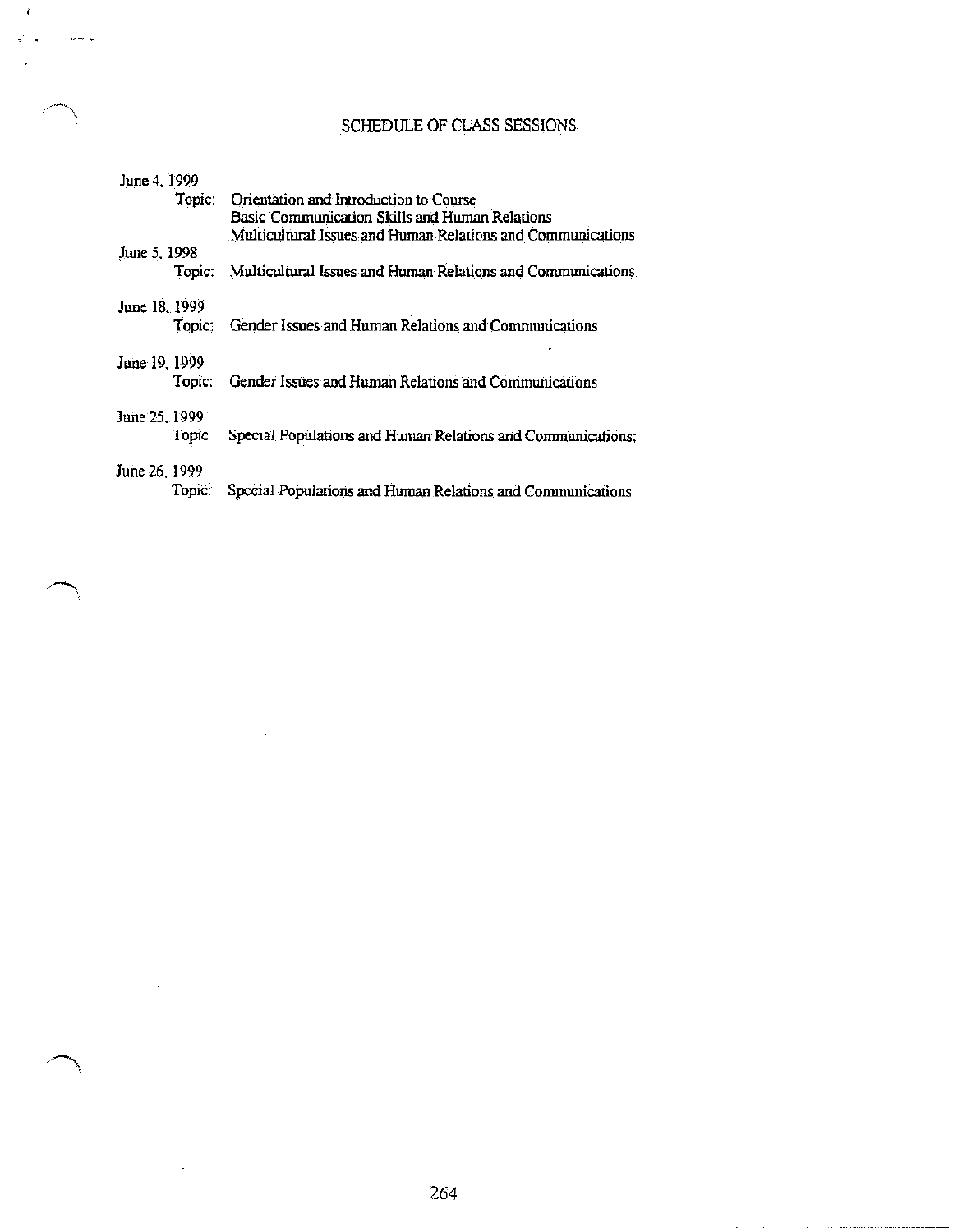# SCHEDULE OF CLASS SESSIONS

June 4, 1999
- Topic: Orientation and Introduction to Course
  Basic Communication Skills and Human Relations
  Multicultural Issues and Human Relations and Communications

June 5, 1998
- Topic: Multicultural Issues and Human Relations and Communications

June 18, 1999
- Topic: Gender Issues and Human Relations and Communications

June 19, 1999
- Topic: Gender Issues and Human Relations and Communications

June 25, 1999
- Topic Special Populations and Human Relations and Communications;

June 26, 1999
- Topic: Special Populations and Human Relations and Communications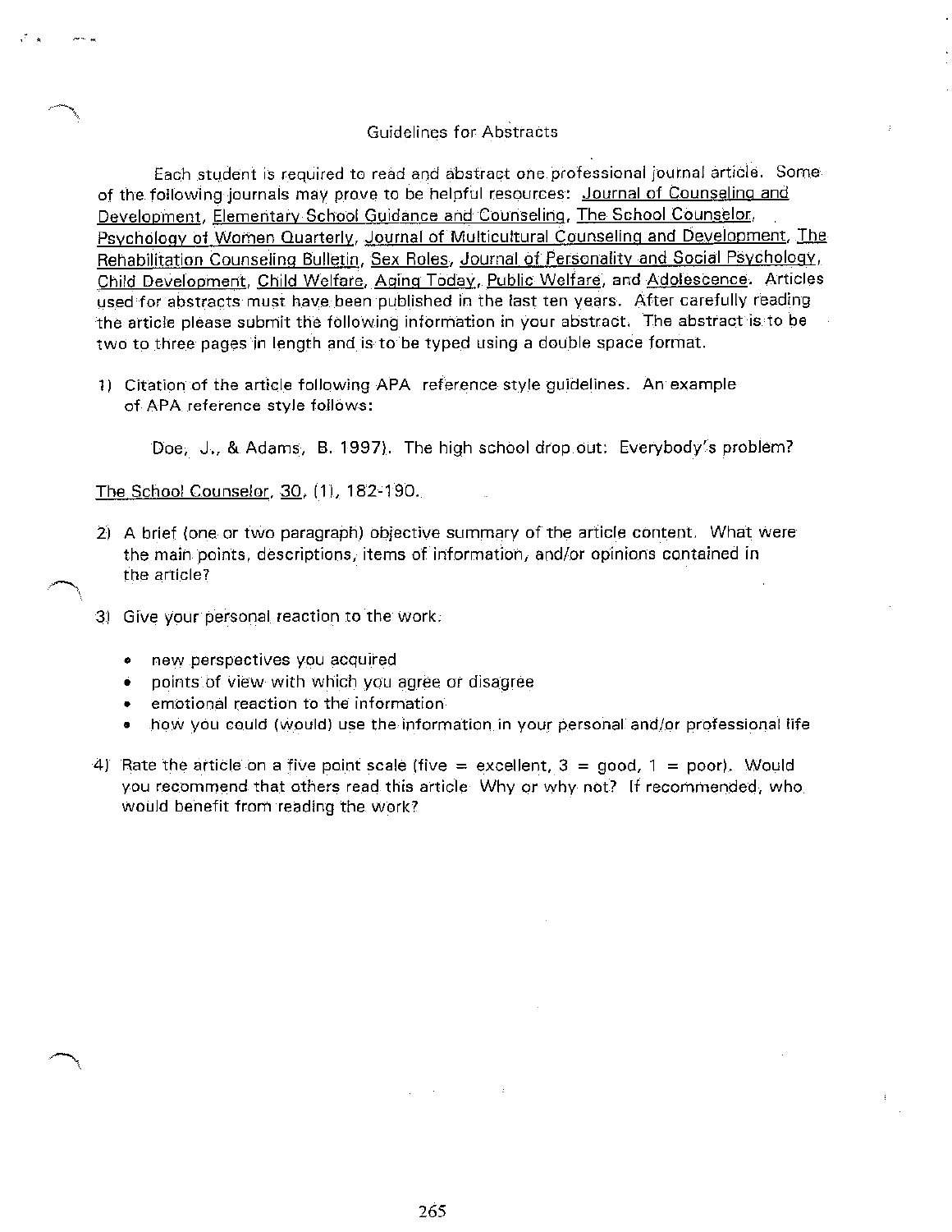## Guidelines for Abstracts

Each student is required to read and abstract one professional journal article. Some of the following journals may prove to be helpful resources: Journal of Counseling and Development, Elementary School Guidance and Counseling, The School Counselor, Psychology of Women Quarterly, Journal of Multicultural Counseling and Development, The Rehabilitation Counseling Bulletin, Sex Roles, Journal of Personality and Social Psychology, Child Development, Child Welfare, Aging Today, Public Welfare, and Adolescence. Articles used for abstracts must have been published in the last ten years. After carefully reading the article please submit the following information in your abstract. The abstract is to be two to three pages in length and is to be typed using a double space format.

1) Citation of the article following APA reference style guidelines. An example of APA reference style follows:

    Doe, J., & Adams, B. 1997). The high school drop out: Everybody's problem?

The School Counselor, 30, (1), 182-190.

2) A brief (one or two paragraph) objective summary of the article content. What were the main points, descriptions, items of information, and/or opinions contained in the article?

3) Give your personal reaction to the work.

    - new perspectives you acquired
    - points of view with which you agree or disagree
    - emotional reaction to the information
    - how you could (would) use the information in your personal and/or professional life

4) Rate the article on a five point scale (five = excellent, 3 = good, 1 = poor). Would you recommend that others read this article Why or why not? If recommended, who would benefit from reading the work?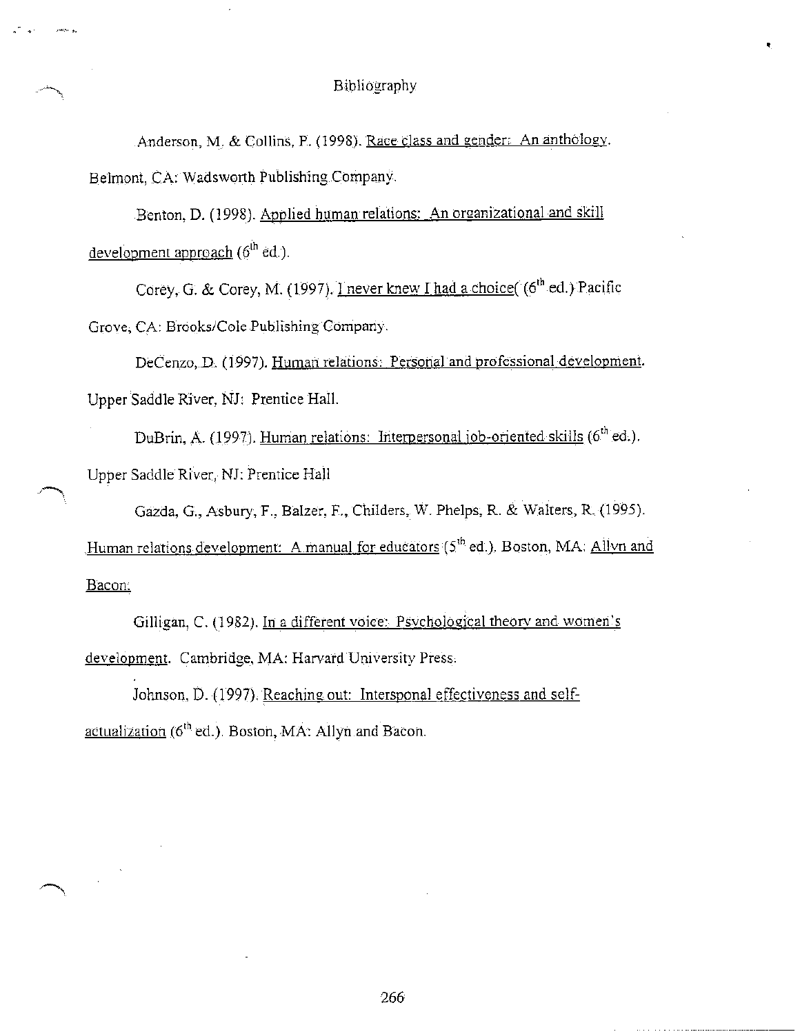# Bibliography

Anderson, M. & Collins, P. (1998). Race class and gender: An anthology. Belmont, CA: Wadsworth Publishing Company.

Benton, D. (1998). Applied human relations: An organizational and skill development approach (6th ed.).

Corey, G. & Corey, M. (1997). I never knew I had a choice( (6th ed.) Pacific Grove, CA: Brooks/Cole Publishing Company.

DeCenzo, D. (1997). Human relations: Personal and professional development. Upper Saddle River, NJ: Prentice Hall.

DuBrin, A. (1997). Human relations: Interpersonal job-oriented skills (6th ed.). Upper Saddle River, NJ: Prentice Hall

Gazda, G., Asbury, F., Balzer, F., Childers, W. Phelps, R. & Walters, R. (1995). Human relations development: A manual for educators (5th ed.). Boston, MA: Allyn and Bacon.

Gilligan, C. (1982). In a different voice: Psychological theory and women's development. Cambridge, MA: Harvard University Press.

Johnson, D. (1997). Reaching out: Intersponal effectiveness and self-actualization (6th ed.). Boston, MA: Allyn and Bacon.